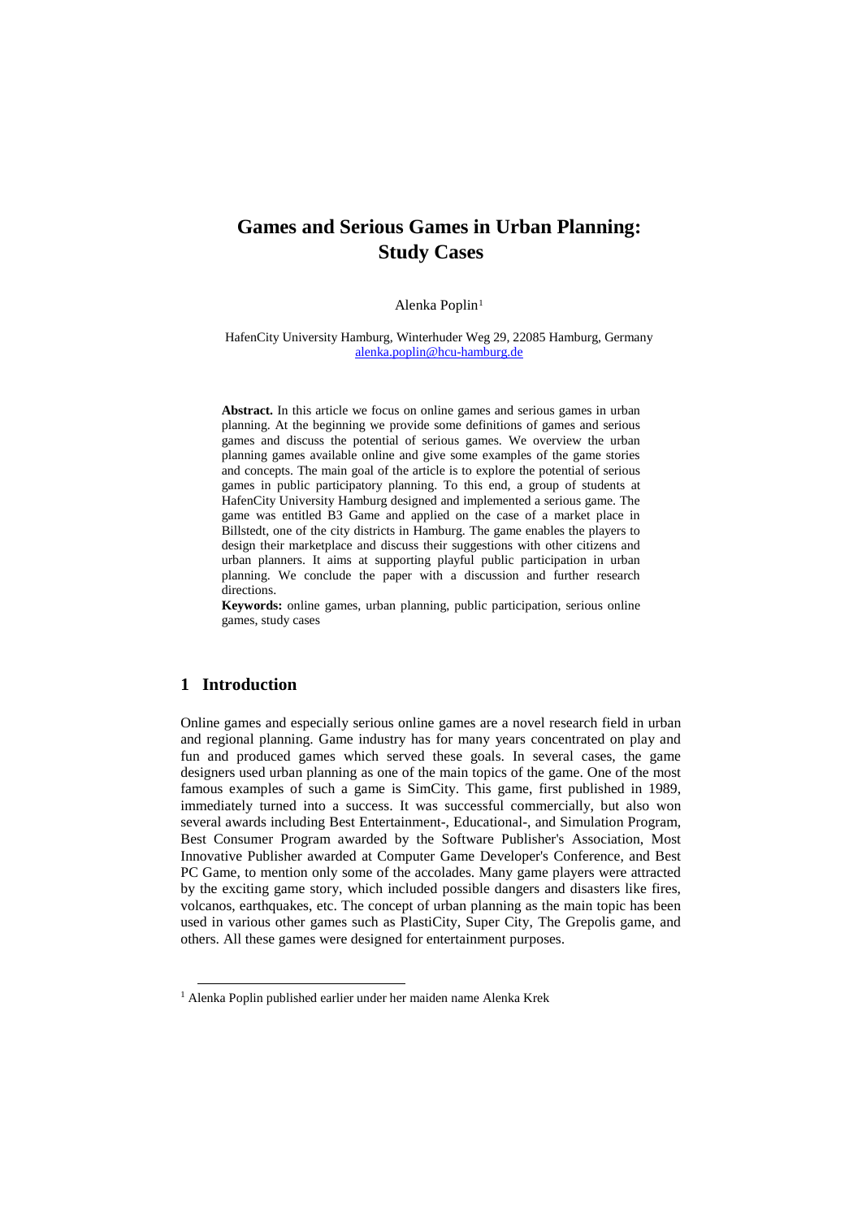# Games and Serious Games in Urban Planning: Study Cases

Alenka Poplin[1]

HafenCity University Hamburg, Winterhuder Weg 29, 22085 Hamburg, Germany
alenka.poplin@hcu-hamburg.de

**Abstract.** In this article we focus on online games and serious games in urban planning. At the beginning we provide some definitions of games and serious games and discuss the potential of serious games. We overview the urban planning games available online and give some examples of the game stories and concepts. The main goal of the article is to explore the potential of serious games in public participatory planning. To this end, a group of students at HafenCity University Hamburg designed and implemented a serious game. The game was entitled B3 Game and applied on the case of a market place in Billstedt, one of the city districts in Hamburg. The game enables the players to design their marketplace and discuss their suggestions with other citizens and urban planners. It aims at supporting playful public participation in urban planning. We conclude the paper with a discussion and further research directions.

**Keywords:** online games, urban planning, public participation, serious online games, study cases

## 1 Introduction

Online games and especially serious online games are a novel research field in urban and regional planning. Game industry has for many years concentrated on play and fun and produced games which served these goals. In several cases, the game designers used urban planning as one of the main topics of the game. One of the most famous examples of such a game is SimCity. This game, first published in 1989, immediately turned into a success. It was successful commercially, but also won several awards including Best Entertainment-, Educational-, and Simulation Program, Best Consumer Program awarded by the Software Publisher's Association, Most Innovative Publisher awarded at Computer Game Developer's Conference, and Best PC Game, to mention only some of the accolades. Many game players were attracted by the exciting game story, which included possible dangers and disasters like fires, volcanos, earthquakes, etc. The concept of urban planning as the main topic has been used in various other games such as PlastiCity, Super City, The Grepolis game, and others. All these games were designed for entertainment purposes.

[1] Alenka Poplin published earlier under her maiden name Alenka Krek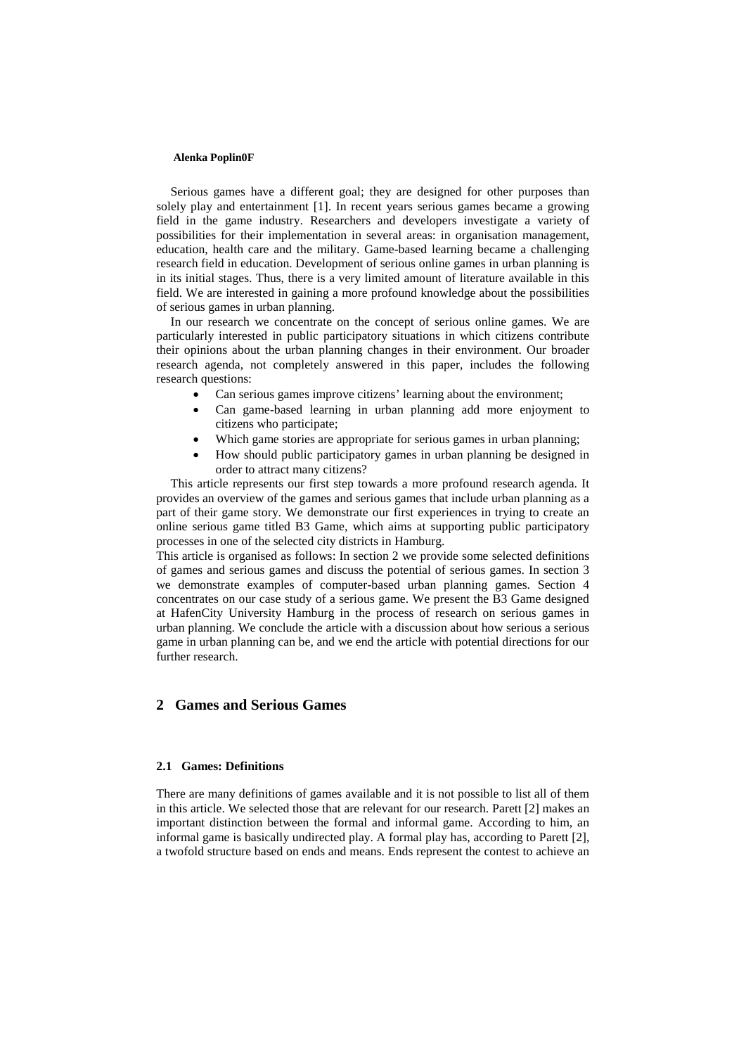**Alenka Poplin0F**

Serious games have a different goal; they are designed for other purposes than solely play and entertainment [1]. In recent years serious games became a growing field in the game industry. Researchers and developers investigate a variety of possibilities for their implementation in several areas: in organisation management, education, health care and the military. Game-based learning became a challenging research field in education. Development of serious online games in urban planning is in its initial stages. Thus, there is a very limited amount of literature available in this field. We are interested in gaining a more profound knowledge about the possibilities of serious games in urban planning.

In our research we concentrate on the concept of serious online games. We are particularly interested in public participatory situations in which citizens contribute their opinions about the urban planning changes in their environment. Our broader research agenda, not completely answered in this paper, includes the following research questions:

- Can serious games improve citizens' learning about the environment;
- Can game-based learning in urban planning add more enjoyment to citizens who participate;
- Which game stories are appropriate for serious games in urban planning;
- How should public participatory games in urban planning be designed in order to attract many citizens?

This article represents our first step towards a more profound research agenda. It provides an overview of the games and serious games that include urban planning as a part of their game story. We demonstrate our first experiences in trying to create an online serious game titled B3 Game, which aims at supporting public participatory processes in one of the selected city districts in Hamburg.

This article is organised as follows: In section 2 we provide some selected definitions of games and serious games and discuss the potential of serious games. In section 3 we demonstrate examples of computer-based urban planning games. Section 4 concentrates on our case study of a serious game. We present the B3 Game designed at HafenCity University Hamburg in the process of research on serious games in urban planning. We conclude the article with a discussion about how serious a serious game in urban planning can be, and we end the article with potential directions for our further research.

## 2 Games and Serious Games

### 2.1 Games: Definitions

There are many definitions of games available and it is not possible to list all of them in this article. We selected those that are relevant for our research. Parett [2] makes an important distinction between the formal and informal game. According to him, an informal game is basically undirected play. A formal play has, according to Parett [2], a twofold structure based on ends and means. Ends represent the contest to achieve an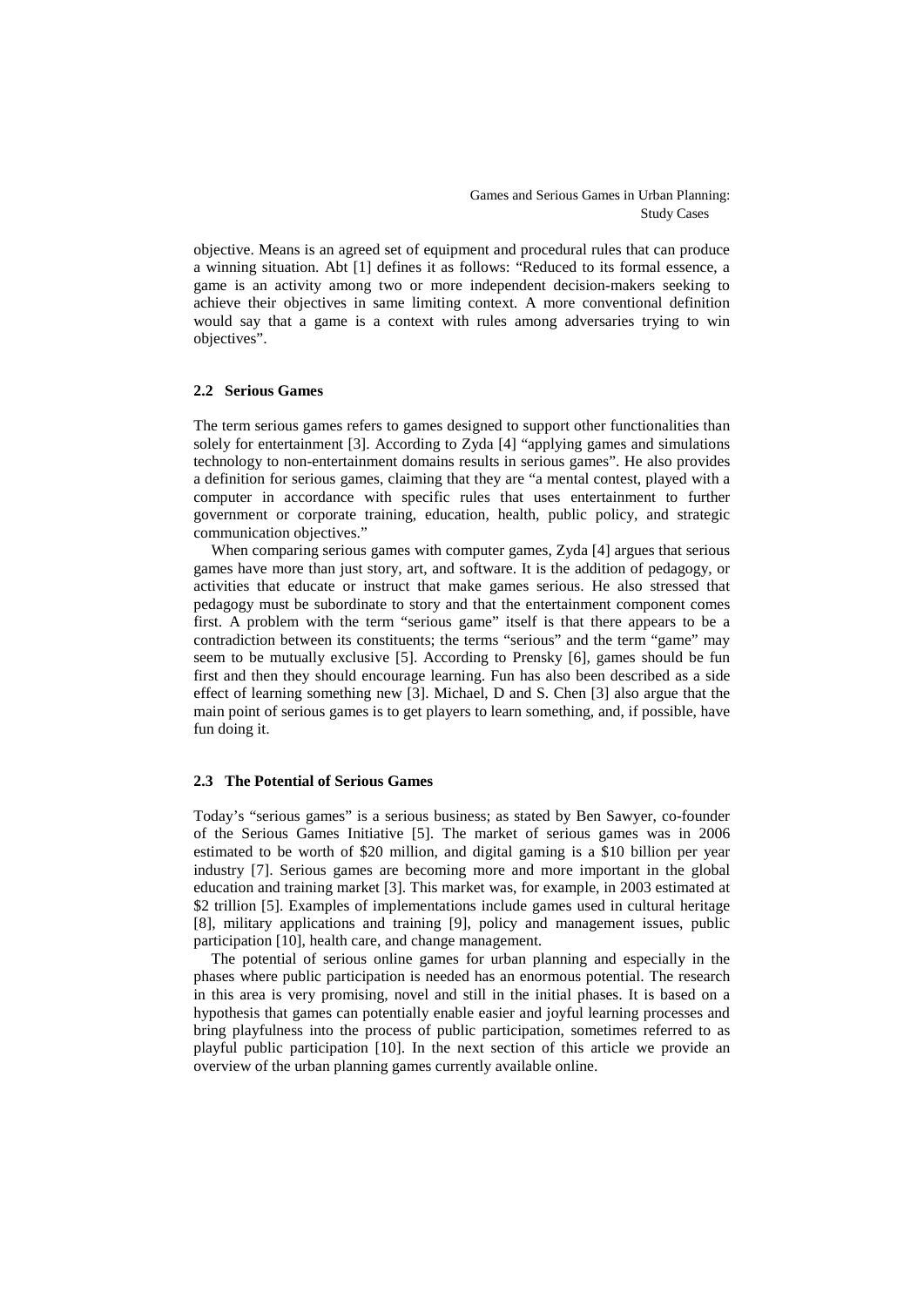objective. Means is an agreed set of equipment and procedural rules that can produce a winning situation. Abt [1] defines it as follows: "Reduced to its formal essence, a game is an activity among two or more independent decision-makers seeking to achieve their objectives in same limiting context. A more conventional definition would say that a game is a context with rules among adversaries trying to win objectives".

### 2.2 Serious Games

The term serious games refers to games designed to support other functionalities than solely for entertainment [3]. According to Zyda [4] "applying games and simulations technology to non-entertainment domains results in serious games". He also provides a definition for serious games, claiming that they are "a mental contest, played with a computer in accordance with specific rules that uses entertainment to further government or corporate training, education, health, public policy, and strategic communication objectives."

When comparing serious games with computer games, Zyda [4] argues that serious games have more than just story, art, and software. It is the addition of pedagogy, or activities that educate or instruct that make games serious. He also stressed that pedagogy must be subordinate to story and that the entertainment component comes first. A problem with the term "serious game" itself is that there appears to be a contradiction between its constituents; the terms "serious" and the term "game" may seem to be mutually exclusive [5]. According to Prensky [6], games should be fun first and then they should encourage learning. Fun has also been described as a side effect of learning something new [3]. Michael, D and S. Chen [3] also argue that the main point of serious games is to get players to learn something, and, if possible, have fun doing it.

### 2.3 The Potential of Serious Games

Today's "serious games" is a serious business; as stated by Ben Sawyer, co-founder of the Serious Games Initiative [5]. The market of serious games was in 2006 estimated to be worth of $20 million, and digital gaming is a $10 billion per year industry [7]. Serious games are becoming more and more important in the global education and training market [3]. This market was, for example, in 2003 estimated at $2 trillion [5]. Examples of implementations include games used in cultural heritage [8], military applications and training [9], policy and management issues, public participation [10], health care, and change management.

The potential of serious online games for urban planning and especially in the phases where public participation is needed has an enormous potential. The research in this area is very promising, novel and still in the initial phases. It is based on a hypothesis that games can potentially enable easier and joyful learning processes and bring playfulness into the process of public participation, sometimes referred to as playful public participation [10]. In the next section of this article we provide an overview of the urban planning games currently available online.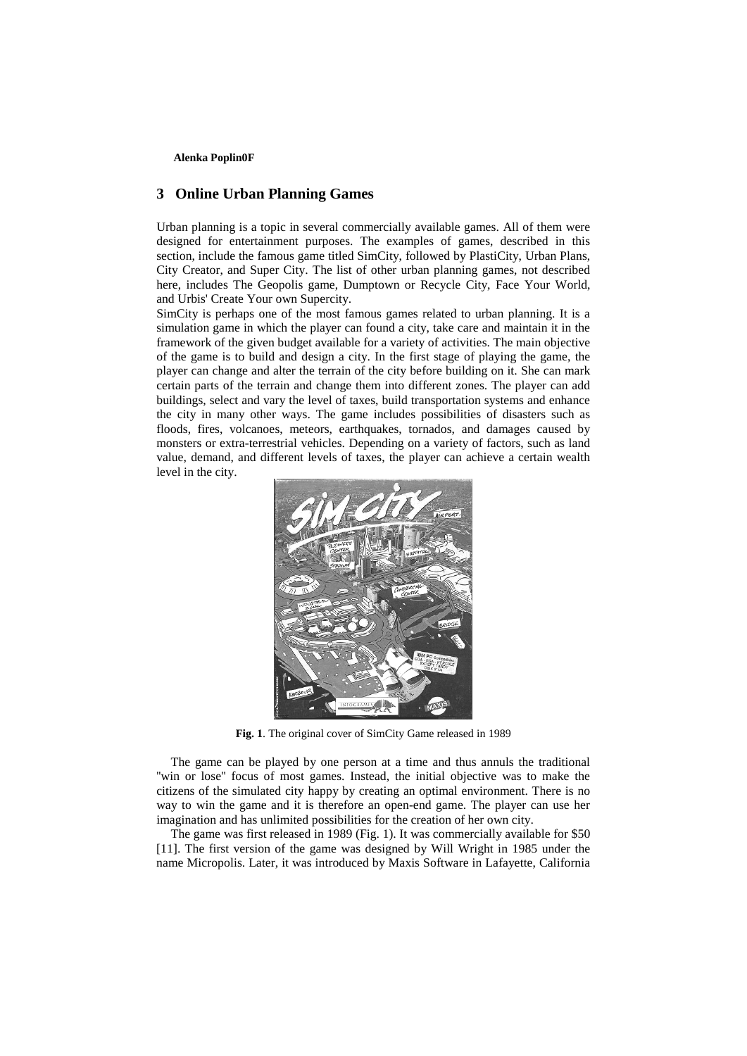## 3 Online Urban Planning Games

Urban planning is a topic in several commercially available games. All of them were designed for entertainment purposes. The examples of games, described in this section, include the famous game titled SimCity, followed by PlastiCity, Urban Plans, City Creator, and Super City. The list of other urban planning games, not described here, includes The Geopolis game, Dumptown or Recycle City, Face Your World, and Urbis' Create Your own Supercity.

SimCity is perhaps one of the most famous games related to urban planning. It is a simulation game in which the player can found a city, take care and maintain it in the framework of the given budget available for a variety of activities. The main objective of the game is to build and design a city. In the first stage of playing the game, the player can change and alter the terrain of the city before building on it. She can mark certain parts of the terrain and change them into different zones. The player can add buildings, select and vary the level of taxes, build transportation systems and enhance the city in many other ways. The game includes possibilities of disasters such as floods, fires, volcanoes, meteors, earthquakes, tornados, and damages caused by monsters or extra-terrestrial vehicles. Depending on a variety of factors, such as land value, demand, and different levels of taxes, the player can achieve a certain wealth level in the city.

**Fig. 1**. The original cover of SimCity Game released in 1989

The game can be played by one person at a time and thus annuls the traditional "win or lose" focus of most games. Instead, the initial objective was to make the citizens of the simulated city happy by creating an optimal environment. There is no way to win the game and it is therefore an open-end game. The player can use her imagination and has unlimited possibilities for the creation of her own city.

The game was first released in 1989 (Fig. 1). It was commercially available for $50 [11]. The first version of the game was designed by Will Wright in 1985 under the name Micropolis. Later, it was introduced by Maxis Software in Lafayette, California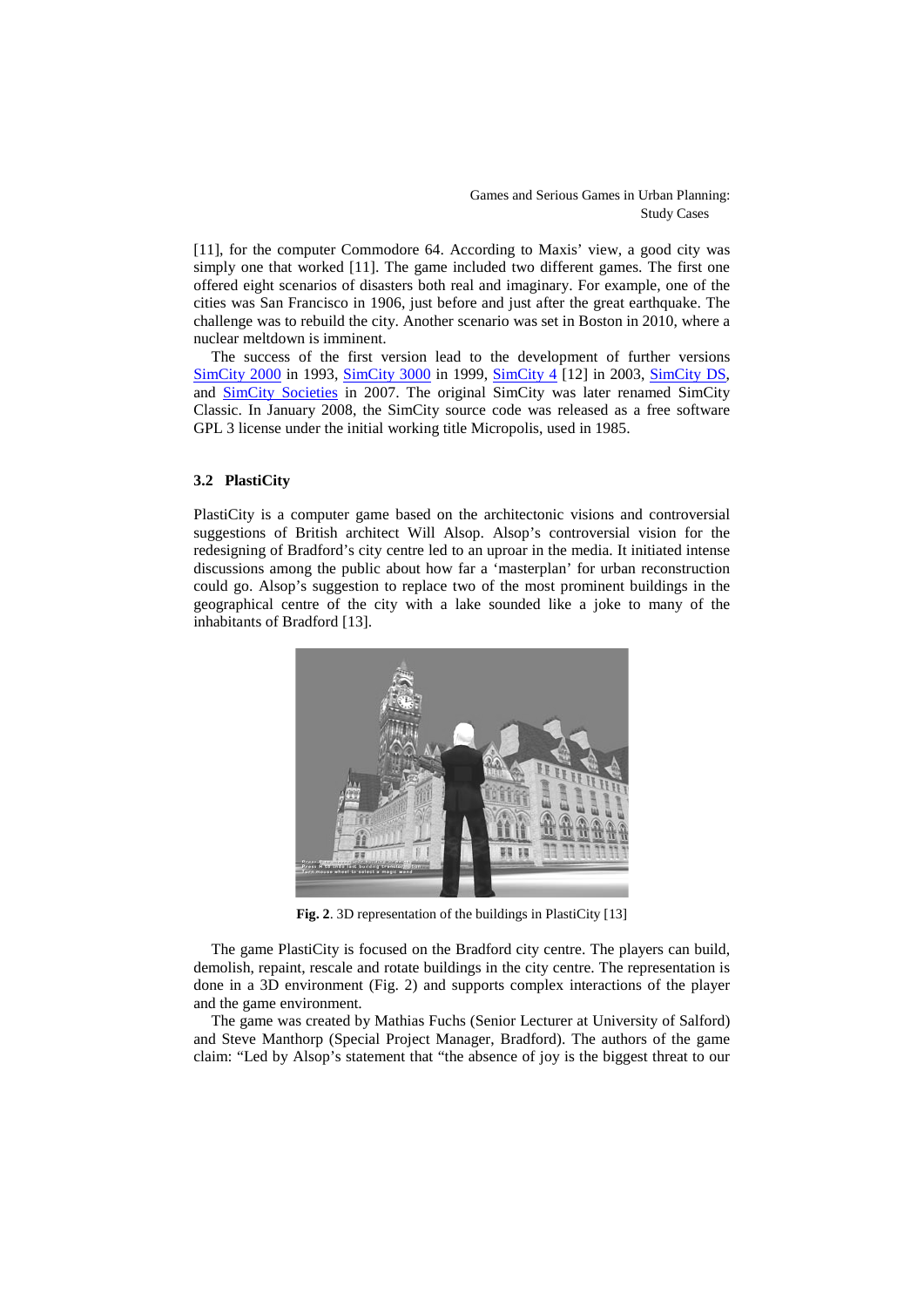[11], for the computer Commodore 64. According to Maxis' view, a good city was simply one that worked [11]. The game included two different games. The first one offered eight scenarios of disasters both real and imaginary. For example, one of the cities was San Francisco in 1906, just before and just after the great earthquake. The challenge was to rebuild the city. Another scenario was set in Boston in 2010, where a nuclear meltdown is imminent.

The success of the first version lead to the development of further versions SimCity 2000 in 1993, SimCity 3000 in 1999, SimCity 4 [12] in 2003, SimCity DS, and SimCity Societies in 2007. The original SimCity was later renamed SimCity Classic. In January 2008, the SimCity source code was released as a free software GPL 3 license under the initial working title Micropolis, used in 1985.

### 3.2 PlastiCity

PlastiCity is a computer game based on the architectonic visions and controversial suggestions of British architect Will Alsop. Alsop's controversial vision for the redesigning of Bradford's city centre led to an uproar in the media. It initiated intense discussions among the public about how far a 'masterplan' for urban reconstruction could go. Alsop's suggestion to replace two of the most prominent buildings in the geographical centre of the city with a lake sounded like a joke to many of the inhabitants of Bradford [13].

**Fig. 2**. 3D representation of the buildings in PlastiCity [13]

The game PlastiCity is focused on the Bradford city centre. The players can build, demolish, repaint, rescale and rotate buildings in the city centre. The representation is done in a 3D environment (Fig. 2) and supports complex interactions of the player and the game environment.

The game was created by Mathias Fuchs (Senior Lecturer at University of Salford) and Steve Manthorp (Special Project Manager, Bradford). The authors of the game claim: "Led by Alsop's statement that "the absence of joy is the biggest threat to our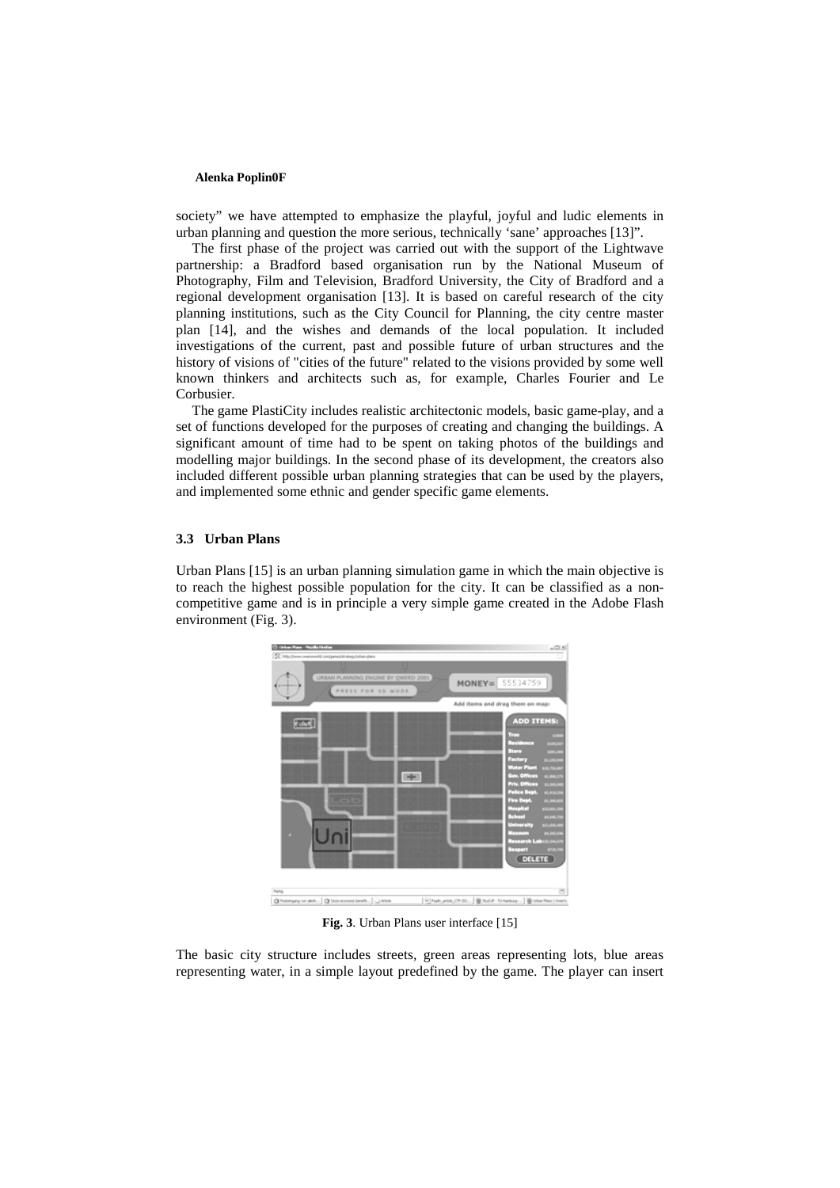society" we have attempted to emphasize the playful, joyful and ludic elements in urban planning and question the more serious, technically 'sane' approaches [13]".

The first phase of the project was carried out with the support of the Lightwave partnership: a Bradford based organisation run by the National Museum of Photography, Film and Television, Bradford University, the City of Bradford and a regional development organisation [13]. It is based on careful research of the city planning institutions, such as the City Council for Planning, the city centre master plan [14], and the wishes and demands of the local population. It included investigations of the current, past and possible future of urban structures and the history of visions of "cities of the future" related to the visions provided by some well known thinkers and architects such as, for example, Charles Fourier and Le Corbusier.

The game PlastiCity includes realistic architectonic models, basic game-play, and a set of functions developed for the purposes of creating and changing the buildings. A significant amount of time had to be spent on taking photos of the buildings and modelling major buildings. In the second phase of its development, the creators also included different possible urban planning strategies that can be used by the players, and implemented some ethnic and gender specific game elements.

### 3.3 Urban Plans

Urban Plans [15] is an urban planning simulation game in which the main objective is to reach the highest possible population for the city. It can be classified as a non-competitive game and is in principle a very simple game created in the Adobe Flash environment (Fig. 3).

**Fig. 3**. Urban Plans user interface [15]

The basic city structure includes streets, green areas representing lots, blue areas representing water, in a simple layout predefined by the game. The player can insert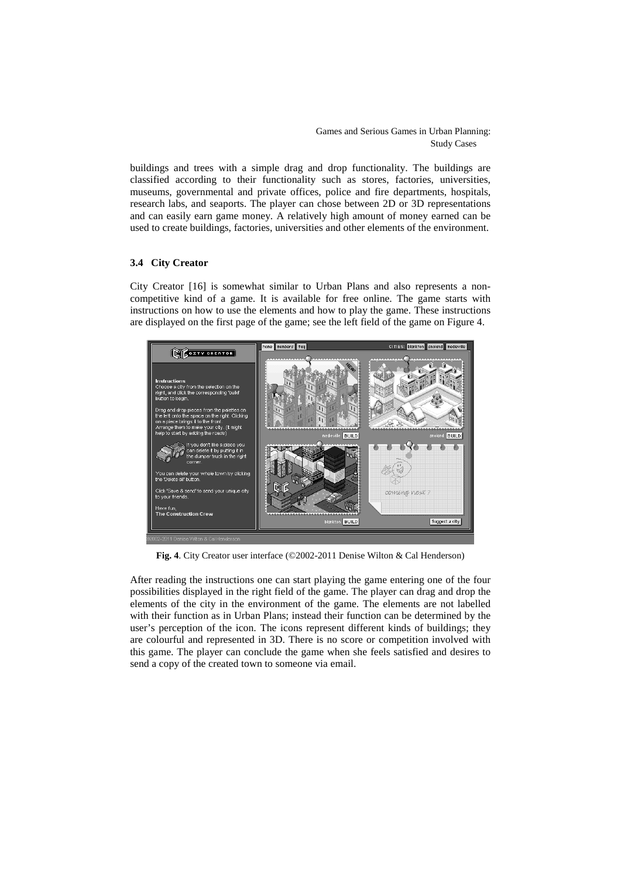buildings and trees with a simple drag and drop functionality. The buildings are classified according to their functionality such as stores, factories, universities, museums, governmental and private offices, police and fire departments, hospitals, research labs, and seaports. The player can chose between 2D or 3D representations and can easily earn game money. A relatively high amount of money earned can be used to create buildings, factories, universities and other elements of the environment.

### 3.4 City Creator

City Creator [16] is somewhat similar to Urban Plans and also represents a non-competitive kind of a game. It is available for free online. The game starts with instructions on how to use the elements and how to play the game. These instructions are displayed on the first page of the game; see the left field of the game on Figure 4.

**Fig. 4**. City Creator user interface (©2002-2011 Denise Wilton & Cal Henderson)

After reading the instructions one can start playing the game entering one of the four possibilities displayed in the right field of the game. The player can drag and drop the elements of the city in the environment of the game. The elements are not labelled with their function as in Urban Plans; instead their function can be determined by the user's perception of the icon. The icons represent different kinds of buildings; they are colourful and represented in 3D. There is no score or competition involved with this game. The player can conclude the game when she feels satisfied and desires to send a copy of the created town to someone via email.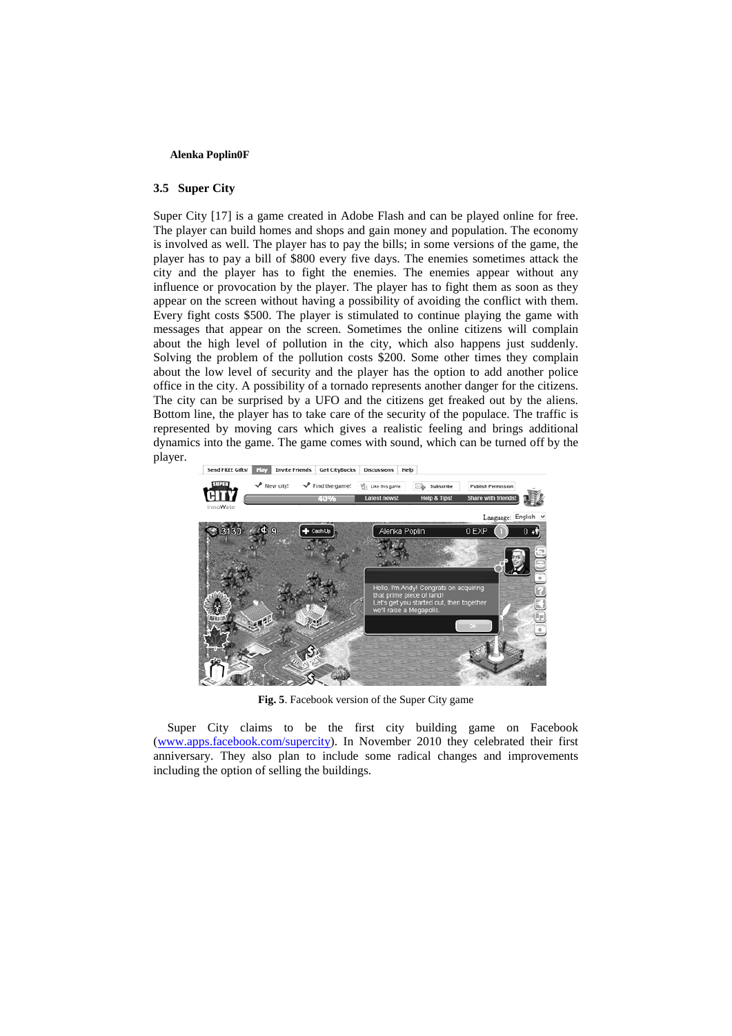## 3.5 Super City

Super City [17] is a game created in Adobe Flash and can be played online for free. The player can build homes and shops and gain money and population. The economy is involved as well. The player has to pay the bills; in some versions of the game, the player has to pay a bill of $800 every five days. The enemies sometimes attack the city and the player has to fight the enemies. The enemies appear without any influence or provocation by the player. The player has to fight them as soon as they appear on the screen without having a possibility of avoiding the conflict with them. Every fight costs $500. The player is stimulated to continue playing the game with messages that appear on the screen. Sometimes the online citizens will complain about the high level of pollution in the city, which also happens just suddenly. Solving the problem of the pollution costs $200. Some other times they complain about the low level of security and the player has the option to add another police office in the city. A possibility of a tornado represents another danger for the citizens. The city can be surprised by a UFO and the citizens get freaked out by the aliens. Bottom line, the player has to take care of the security of the populace. The traffic is represented by moving cars which gives a realistic feeling and brings additional dynamics into the game. The game comes with sound, which can be turned off by the player.

**Fig. 5**. Facebook version of the Super City game

Super City claims to be the first city building game on Facebook (www.apps.facebook.com/supercity). In November 2010 they celebrated their first anniversary. They also plan to include some radical changes and improvements including the option of selling the buildings.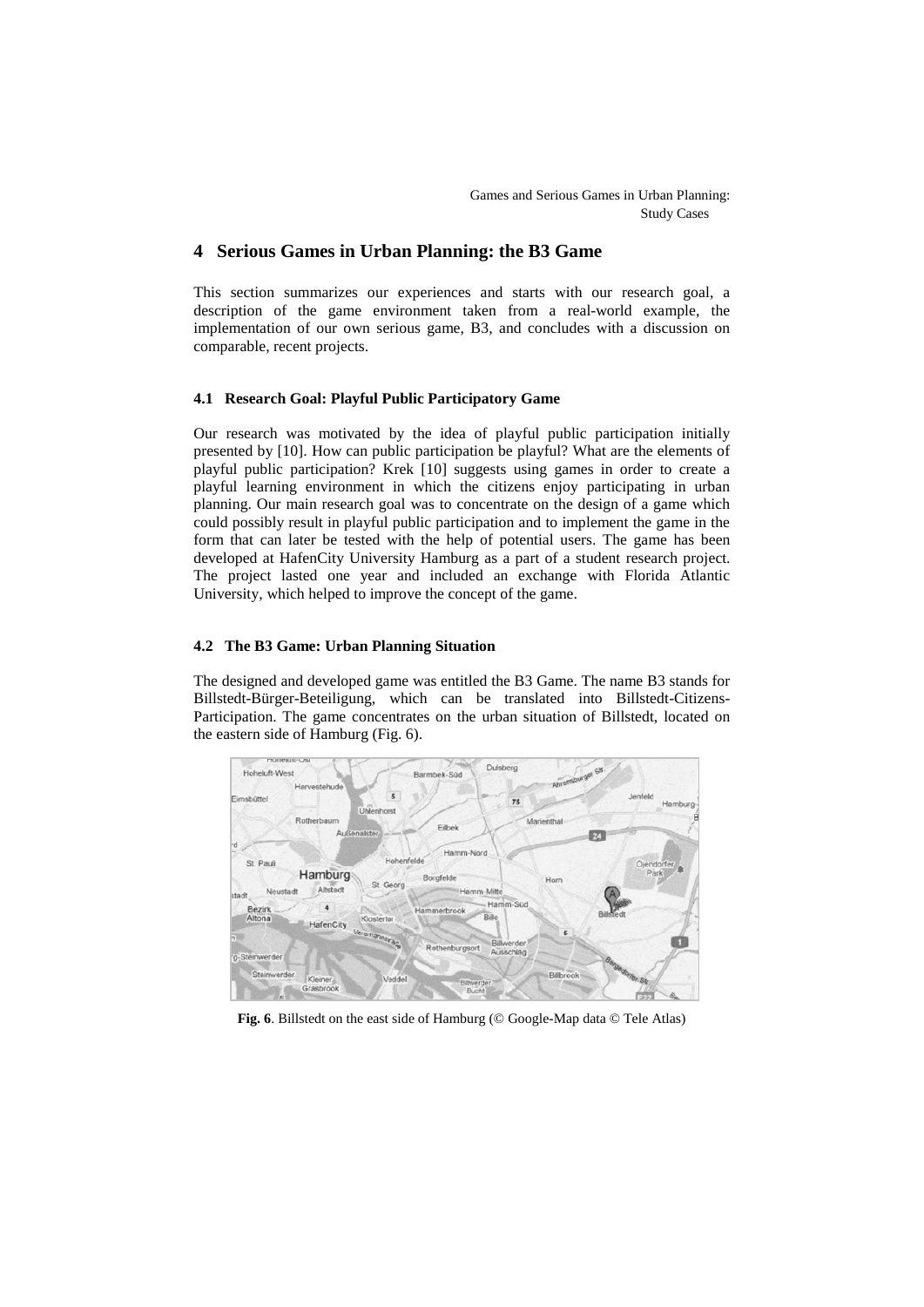## 4 Serious Games in Urban Planning: the B3 Game

This section summarizes our experiences and starts with our research goal, a description of the game environment taken from a real-world example, the implementation of our own serious game, B3, and concludes with a discussion on comparable, recent projects.

### 4.1 Research Goal: Playful Public Participatory Game

Our research was motivated by the idea of playful public participation initially presented by [10]. How can public participation be playful? What are the elements of playful public participation? Krek [10] suggests using games in order to create a playful learning environment in which the citizens enjoy participating in urban planning. Our main research goal was to concentrate on the design of a game which could possibly result in playful public participation and to implement the game in the form that can later be tested with the help of potential users. The game has been developed at HafenCity University Hamburg as a part of a student research project. The project lasted one year and included an exchange with Florida Atlantic University, which helped to improve the concept of the game.

### 4.2 The B3 Game: Urban Planning Situation

The designed and developed game was entitled the B3 Game. The name B3 stands for Billstedt-Bürger-Beteiligung, which can be translated into Billstedt-Citizens-Participation. The game concentrates on the urban situation of Billstedt, located on the eastern side of Hamburg (Fig. 6).

**Fig. 6**. Billstedt on the east side of Hamburg (© Google-Map data © Tele Atlas)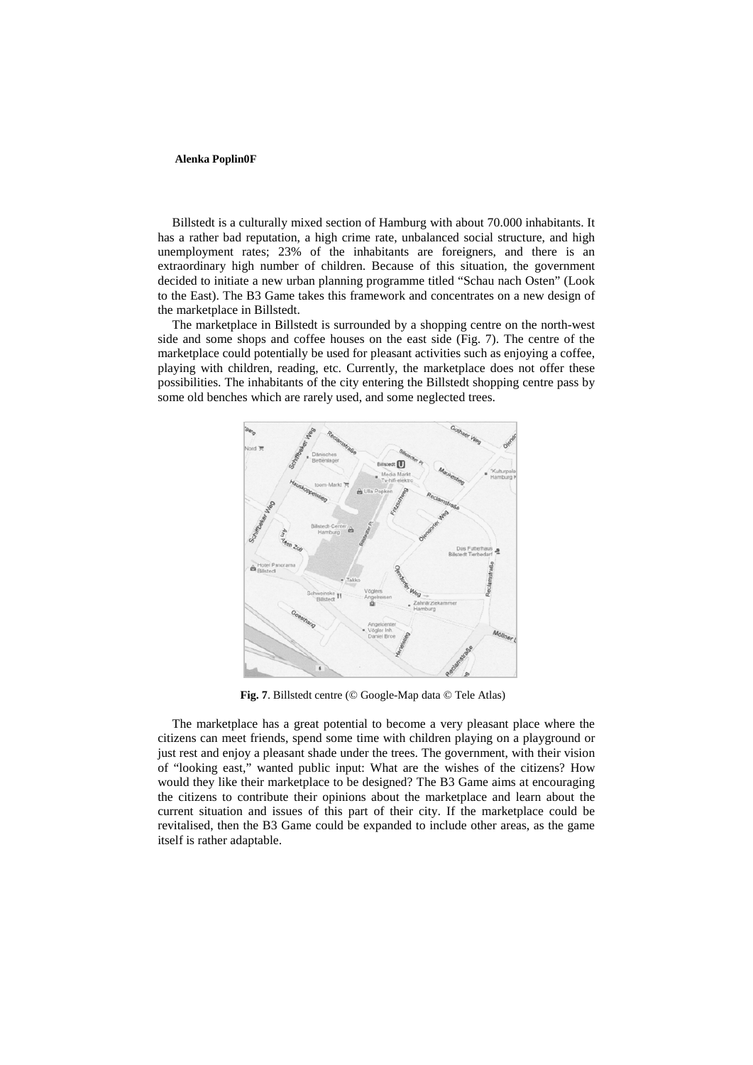Billstedt is a culturally mixed section of Hamburg with about 70.000 inhabitants. It has a rather bad reputation, a high crime rate, unbalanced social structure, and high unemployment rates; 23% of the inhabitants are foreigners, and there is an extraordinary high number of children. Because of this situation, the government decided to initiate a new urban planning programme titled "Schau nach Osten" (Look to the East). The B3 Game takes this framework and concentrates on a new design of the marketplace in Billstedt.

The marketplace in Billstedt is surrounded by a shopping centre on the north-west side and some shops and coffee houses on the east side (Fig. 7). The centre of the marketplace could potentially be used for pleasant activities such as enjoying a coffee, playing with children, reading, etc. Currently, the marketplace does not offer these possibilities. The inhabitants of the city entering the Billstedt shopping centre pass by some old benches which are rarely used, and some neglected trees.

**Fig. 7**. Billstedt centre (© Google-Map data © Tele Atlas)

The marketplace has a great potential to become a very pleasant place where the citizens can meet friends, spend some time with children playing on a playground or just rest and enjoy a pleasant shade under the trees. The government, with their vision of "looking east," wanted public input: What are the wishes of the citizens? How would they like their marketplace to be designed? The B3 Game aims at encouraging the citizens to contribute their opinions about the marketplace and learn about the current situation and issues of this part of their city. If the marketplace could be revitalised, then the B3 Game could be expanded to include other areas, as the game itself is rather adaptable.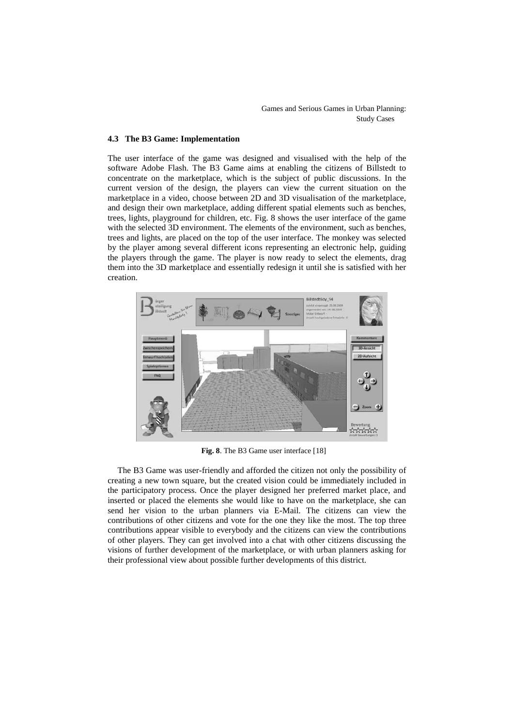### 4.3 The B3 Game: Implementation

The user interface of the game was designed and visualised with the help of the software Adobe Flash. The B3 Game aims at enabling the citizens of Billstedt to concentrate on the marketplace, which is the subject of public discussions. In the current version of the design, the players can view the current situation on the marketplace in a video, choose between 2D and 3D visualisation of the marketplace, and design their own marketplace, adding different spatial elements such as benches, trees, lights, playground for children, etc. Fig. 8 shows the user interface of the game with the selected 3D environment. The elements of the environment, such as benches, trees and lights, are placed on the top of the user interface. The monkey was selected by the player among several different icons representing an electronic help, guiding the players through the game. The player is now ready to select the elements, drag them into the 3D marketplace and essentially redesign it until she is satisfied with her creation.

**Fig. 8**. The B3 Game user interface [18]

The B3 Game was user-friendly and afforded the citizen not only the possibility of creating a new town square, but the created vision could be immediately included in the participatory process. Once the player designed her preferred market place, and inserted or placed the elements she would like to have on the marketplace, she can send her vision to the urban planners via E-Mail. The citizens can view the contributions of other citizens and vote for the one they like the most. The top three contributions appear visible to everybody and the citizens can view the contributions of other players. They can get involved into a chat with other citizens discussing the visions of further development of the marketplace, or with urban planners asking for their professional view about possible further developments of this district.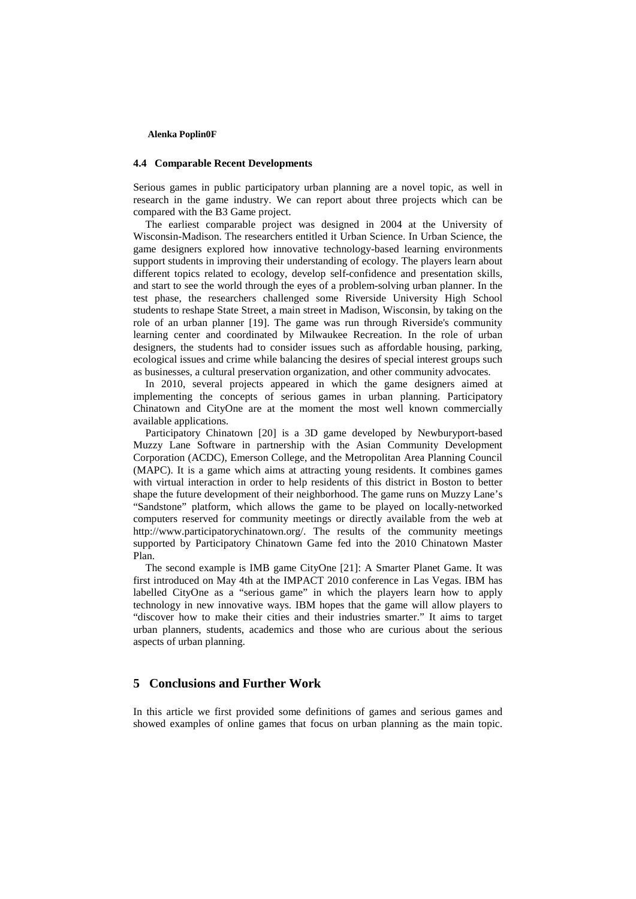### 4.4 Comparable Recent Developments

Serious games in public participatory urban planning are a novel topic, as well in research in the game industry. We can report about three projects which can be compared with the B3 Game project.

The earliest comparable project was designed in 2004 at the University of Wisconsin-Madison. The researchers entitled it Urban Science. In Urban Science, the game designers explored how innovative technology-based learning environments support students in improving their understanding of ecology. The players learn about different topics related to ecology, develop self-confidence and presentation skills, and start to see the world through the eyes of a problem-solving urban planner. In the test phase, the researchers challenged some Riverside University High School students to reshape State Street, a main street in Madison, Wisconsin, by taking on the role of an urban planner [19]. The game was run through Riverside's community learning center and coordinated by Milwaukee Recreation. In the role of urban designers, the students had to consider issues such as affordable housing, parking, ecological issues and crime while balancing the desires of special interest groups such as businesses, a cultural preservation organization, and other community advocates.

In 2010, several projects appeared in which the game designers aimed at implementing the concepts of serious games in urban planning. Participatory Chinatown and CityOne are at the moment the most well known commercially available applications.

Participatory Chinatown [20] is a 3D game developed by Newburyport-based Muzzy Lane Software in partnership with the Asian Community Development Corporation (ACDC), Emerson College, and the Metropolitan Area Planning Council (MAPC). It is a game which aims at attracting young residents. It combines games with virtual interaction in order to help residents of this district in Boston to better shape the future development of their neighborhood. The game runs on Muzzy Lane's "Sandstone" platform, which allows the game to be played on locally-networked computers reserved for community meetings or directly available from the web at http://www.participatorychinatown.org/. The results of the community meetings supported by Participatory Chinatown Game fed into the 2010 Chinatown Master Plan.

The second example is IMB game CityOne [21]: A Smarter Planet Game. It was first introduced on May 4th at the IMPACT 2010 conference in Las Vegas. IBM has labelled CityOne as a "serious game" in which the players learn how to apply technology in new innovative ways. IBM hopes that the game will allow players to "discover how to make their cities and their industries smarter." It aims to target urban planners, students, academics and those who are curious about the serious aspects of urban planning.

## 5 Conclusions and Further Work

In this article we first provided some definitions of games and serious games and showed examples of online games that focus on urban planning as the main topic.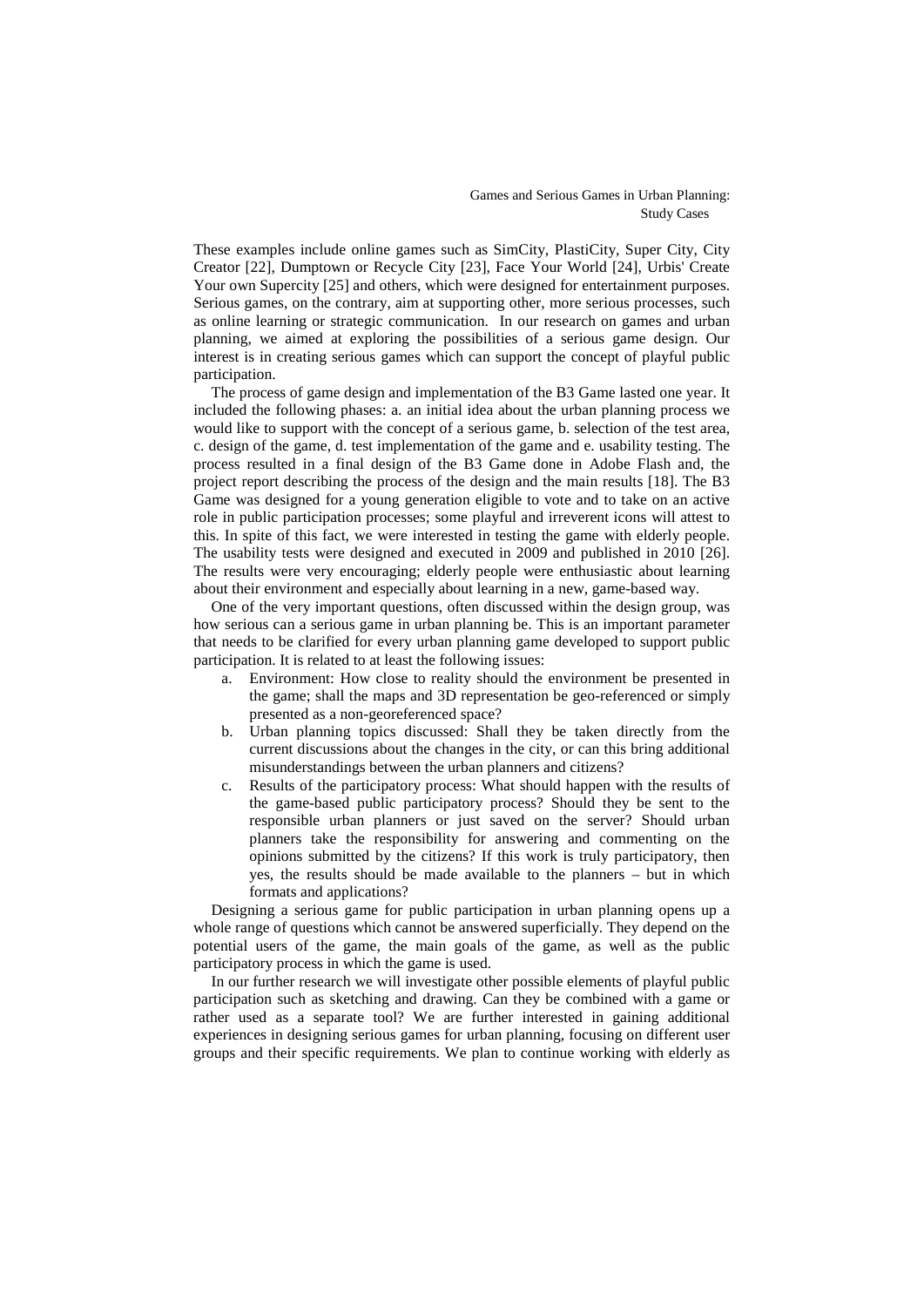These examples include online games such as SimCity, PlastiCity, Super City, City Creator [22], Dumptown or Recycle City [23], Face Your World [24], Urbis' Create Your own Supercity [25] and others, which were designed for entertainment purposes. Serious games, on the contrary, aim at supporting other, more serious processes, such as online learning or strategic communication. In our research on games and urban planning, we aimed at exploring the possibilities of a serious game design. Our interest is in creating serious games which can support the concept of playful public participation.

The process of game design and implementation of the B3 Game lasted one year. It included the following phases: a. an initial idea about the urban planning process we would like to support with the concept of a serious game, b. selection of the test area, c. design of the game, d. test implementation of the game and e. usability testing. The process resulted in a final design of the B3 Game done in Adobe Flash and, the project report describing the process of the design and the main results [18]. The B3 Game was designed for a young generation eligible to vote and to take on an active role in public participation processes; some playful and irreverent icons will attest to this. In spite of this fact, we were interested in testing the game with elderly people. The usability tests were designed and executed in 2009 and published in 2010 [26]. The results were very encouraging; elderly people were enthusiastic about learning about their environment and especially about learning in a new, game-based way.

One of the very important questions, often discussed within the design group, was how serious can a serious game in urban planning be. This is an important parameter that needs to be clarified for every urban planning game developed to support public participation. It is related to at least the following issues:

a. Environment: How close to reality should the environment be presented in the game; shall the maps and 3D representation be geo-referenced or simply presented as a non-georeferenced space?
b. Urban planning topics discussed: Shall they be taken directly from the current discussions about the changes in the city, or can this bring additional misunderstandings between the urban planners and citizens?
c. Results of the participatory process: What should happen with the results of the game-based public participatory process? Should they be sent to the responsible urban planners or just saved on the server? Should urban planners take the responsibility for answering and commenting on the opinions submitted by the citizens? If this work is truly participatory, then yes, the results should be made available to the planners – but in which formats and applications?

Designing a serious game for public participation in urban planning opens up a whole range of questions which cannot be answered superficially. They depend on the potential users of the game, the main goals of the game, as well as the public participatory process in which the game is used.

In our further research we will investigate other possible elements of playful public participation such as sketching and drawing. Can they be combined with a game or rather used as a separate tool? We are further interested in gaining additional experiences in designing serious games for urban planning, focusing on different user groups and their specific requirements. We plan to continue working with elderly as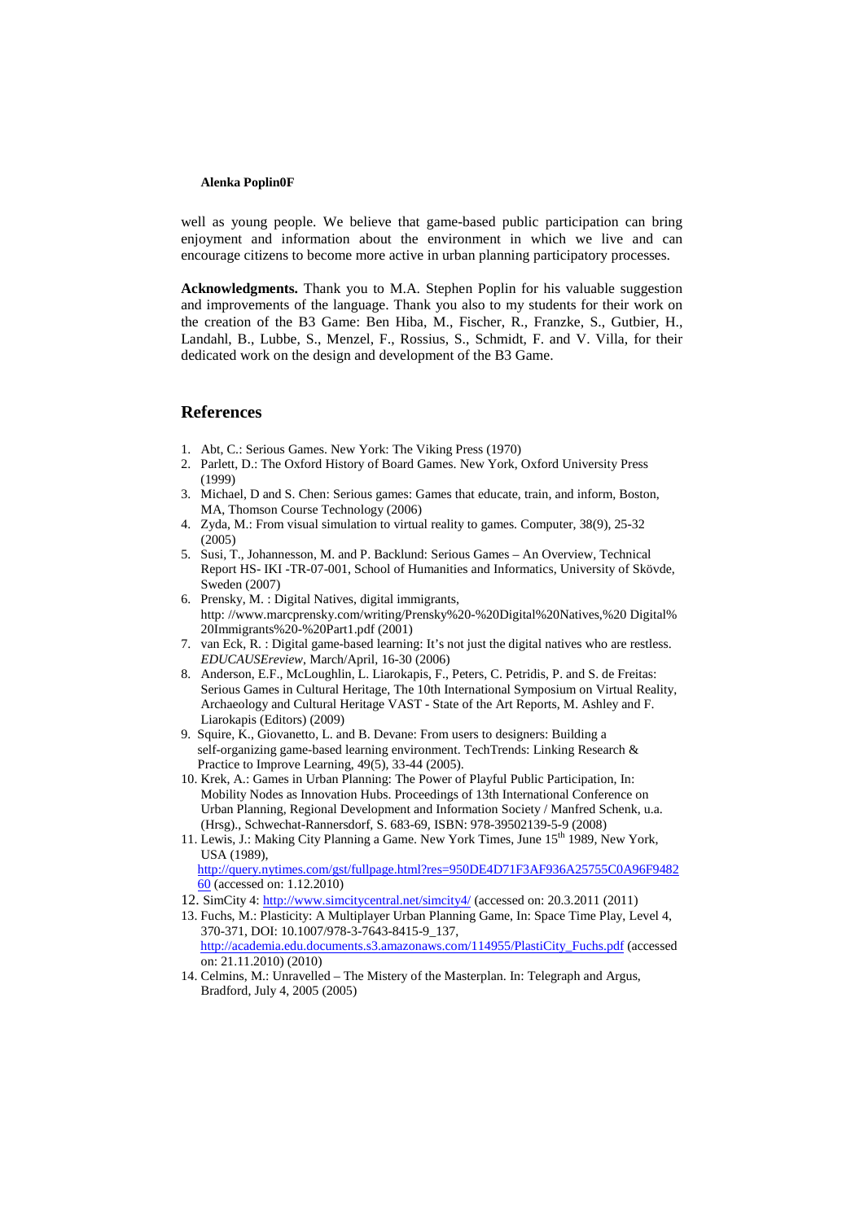well as young people. We believe that game-based public participation can bring enjoyment and information about the environment in which we live and can encourage citizens to become more active in urban planning participatory processes.

**Acknowledgments.** Thank you to M.A. Stephen Poplin for his valuable suggestion and improvements of the language. Thank you also to my students for their work on the creation of the B3 Game: Ben Hiba, M., Fischer, R., Franzke, S., Gutbier, H., Landahl, B., Lubbe, S., Menzel, F., Rossius, S., Schmidt, F. and V. Villa, for their dedicated work on the design and development of the B3 Game.

## References

1. Abt, C.: Serious Games. New York: The Viking Press (1970)
2. Parlett, D.: The Oxford History of Board Games. New York, Oxford University Press (1999)
3. Michael, D and S. Chen: Serious games: Games that educate, train, and inform, Boston, MA, Thomson Course Technology (2006)
4. Zyda, M.: From visual simulation to virtual reality to games. Computer, 38(9), 25-32 (2005)
5. Susi, T., Johannesson, M. and P. Backlund: Serious Games – An Overview, Technical Report HS- IKI -TR-07-001, School of Humanities and Informatics, University of Skövde, Sweden (2007)
6. Prensky, M. : Digital Natives, digital immigrants, http: //www.marcprensky.com/writing/Prensky%20-%20Digital%20Natives,%20 Digital%20Immigrants%20-%20Part1.pdf (2001)
7. van Eck, R. : Digital game-based learning: It's not just the digital natives who are restless. *EDUCAUSEreview*, March/April, 16-30 (2006)
8. Anderson, E.F., McLoughlin, L. Liarokapis, F., Peters, C. Petridis, P. and S. de Freitas: Serious Games in Cultural Heritage, The 10th International Symposium on Virtual Reality, Archaeology and Cultural Heritage VAST - State of the Art Reports, M. Ashley and F. Liarokapis (Editors) (2009)
9. Squire, K., Giovanetto, L. and B. Devane: From users to designers: Building a self-organizing game-based learning environment. TechTrends: Linking Research & Practice to Improve Learning, 49(5), 33-44 (2005).
10. Krek, A.: Games in Urban Planning: The Power of Playful Public Participation, In: Mobility Nodes as Innovation Hubs. Proceedings of 13th International Conference on Urban Planning, Regional Development and Information Society / Manfred Schenk, u.a. (Hrsg)., Schwechat-Rannersdorf, S. 683-69, ISBN: 978-39502139-5-9 (2008)
11. Lewis, J.: Making City Planning a Game. New York Times, June 15th 1989, New York, USA (1989), http://query.nytimes.com/gst/fullpage.html?res=950DE4D71F3AF936A25755C0A96F948260 (accessed on: 1.12.2010)
12. SimCity 4: http://www.simcitycentral.net/simcity4/ (accessed on: 20.3.2011 (2011)
13. Fuchs, M.: Plasticity: A Multiplayer Urban Planning Game, In: Space Time Play, Level 4, 370-371, DOI: 10.1007/978-3-7643-8415-9_137, http://academia.edu.documents.s3.amazonaws.com/114955/PlastiCity_Fuchs.pdf (accessed on: 21.11.2010) (2010)
14. Celmins, M.: Unravelled – The Mistery of the Masterplan. In: Telegraph and Argus, Bradford, July 4, 2005 (2005)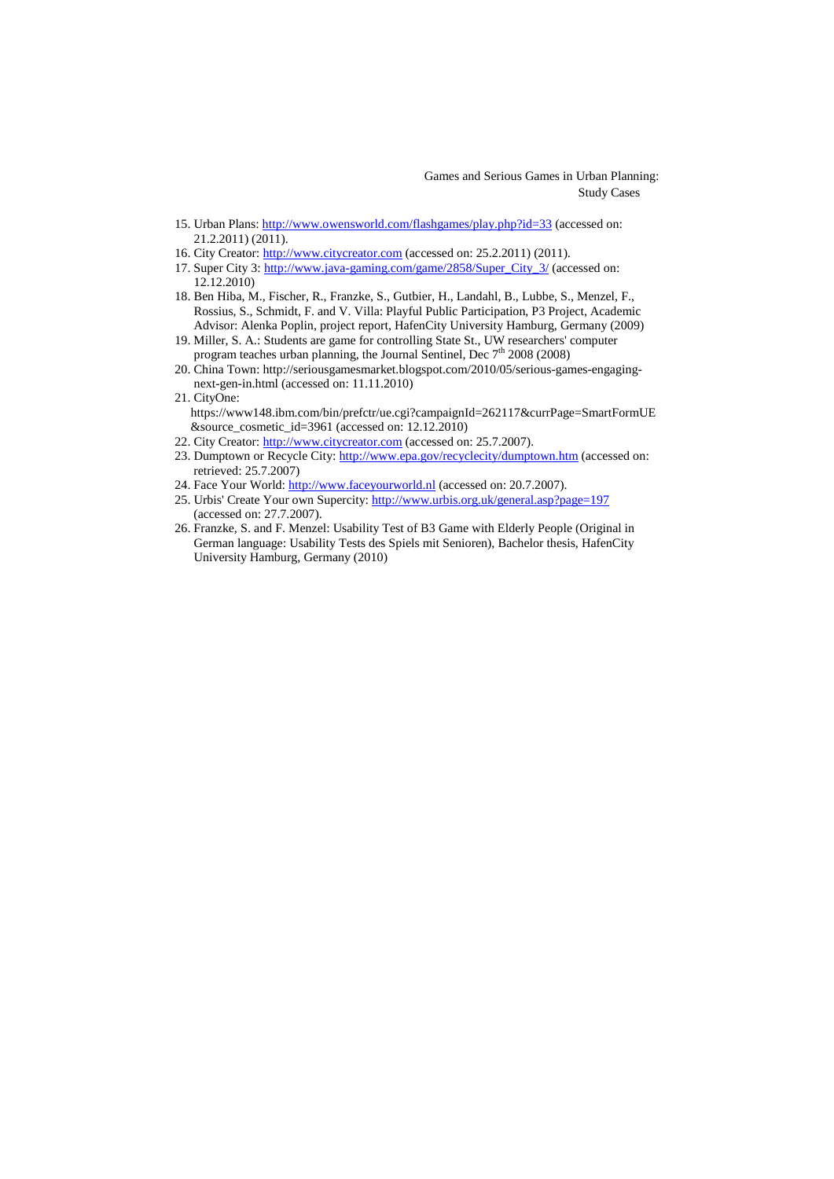15. Urban Plans: http://www.owensworld.com/flashgames/play.php?id=33 (accessed on: 21.2.2011) (2011).
16. City Creator: http://www.citycreator.com (accessed on: 25.2.2011) (2011).
17. Super City 3: http://www.java-gaming.com/game/2858/Super_City_3/ (accessed on: 12.12.2010)
18. Ben Hiba, M., Fischer, R., Franzke, S., Gutbier, H., Landahl, B., Lubbe, S., Menzel, F., Rossius, S., Schmidt, F. and V. Villa: Playful Public Participation, P3 Project, Academic Advisor: Alenka Poplin, project report, HafenCity University Hamburg, Germany (2009)
19. Miller, S. A.: Students are game for controlling State St., UW researchers' computer program teaches urban planning, the Journal Sentinel, Dec 7th 2008 (2008)
20. China Town: http://seriousgamesmarket.blogspot.com/2010/05/serious-games-engaging-next-gen-in.html (accessed on: 11.11.2010)
21. CityOne: https://www148.ibm.com/bin/prefctr/ue.cgi?campaignId=262117&currPage=SmartFormUE&source_cosmetic_id=3961 (accessed on: 12.12.2010)
22. City Creator: http://www.citycreator.com (accessed on: 25.7.2007).
23. Dumptown or Recycle City: http://www.epa.gov/recyclecity/dumptown.htm (accessed on: retrieved: 25.7.2007)
24. Face Your World: http://www.faceyourworld.nl (accessed on: 20.7.2007).
25. Urbis' Create Your own Supercity: http://www.urbis.org.uk/general.asp?page=197 (accessed on: 27.7.2007).
26. Franzke, S. and F. Menzel: Usability Test of B3 Game with Elderly People (Original in German language: Usability Tests des Spiels mit Senioren), Bachelor thesis, HafenCity University Hamburg, Germany (2010)